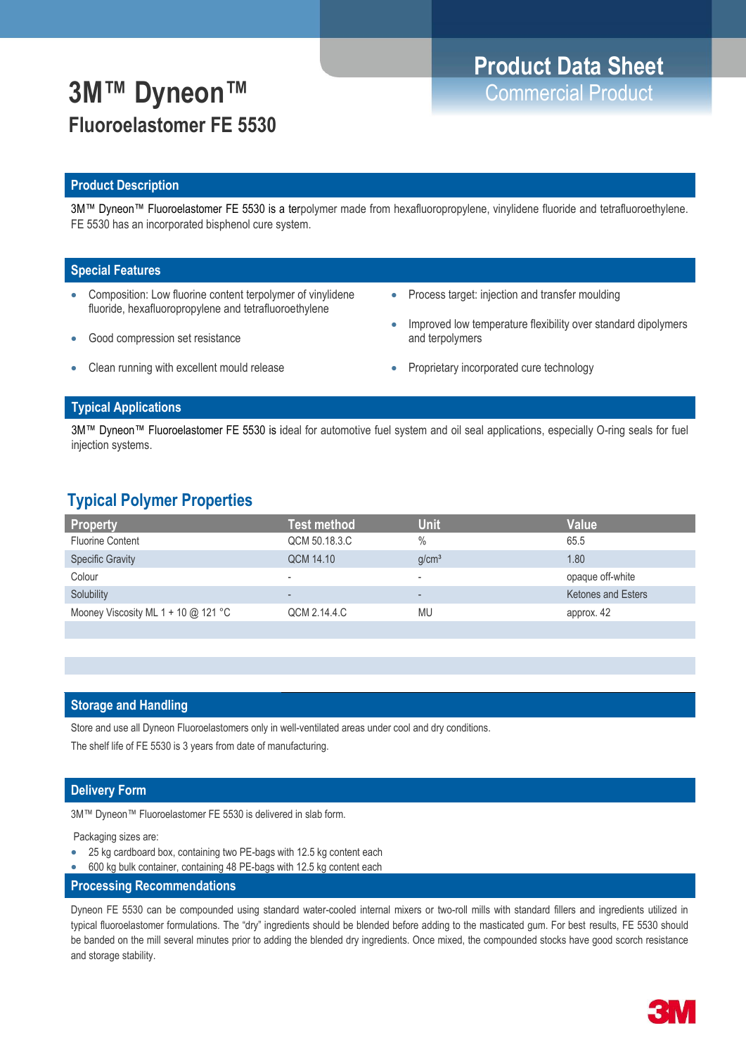Product Data Sheet
Commercial Product

# 3M™ Dyneon™
## Fluoroelastomer FE 5530

### Product Description

3M™ Dyneon™ Fluoroelastomer FE 5530 is a terpolymer made from hexafluoropropylene, vinylidene fluoride and tetrafluoroethylene. FE 5530 has an incorporated bisphenol cure system.

### Special Features

- Composition: Low fluorine content terpolymer of vinylidene fluoride, hexafluoropropylene and tetrafluoroethylene
- Good compression set resistance
- Clean running with excellent mould release
- Process target: injection and transfer moulding
- Improved low temperature flexibility over standard dipolymers and terpolymers
- Proprietary incorporated cure technology

### Typical Applications

3M™ Dyneon™ Fluoroelastomer FE 5530 is ideal for automotive fuel system and oil seal applications, especially O-ring seals for fuel injection systems.

## Typical Polymer Properties

| Property | Test method | Unit | Value |
|---|---|---|---|
| Fluorine Content | QCM 50.18.3.C | % | 65.5 |
| Specific Gravity | QCM 14.10 | g/cm³ | 1.80 |
| Colour | - | - | opaque off-white |
| Solubility | - | - | Ketones and Esters |
| Mooney Viscosity ML 1 + 10 @ 121 °C | QCM 2.14.4.C | MU | approx. 42 |

### Storage and Handling

Store and use all Dyneon Fluoroelastomers only in well-ventilated areas under cool and dry conditions.

The shelf life of FE 5530 is 3 years from date of manufacturing.

### Delivery Form

3M™ Dyneon™ Fluoroelastomer FE 5530 is delivered in slab form.

Packaging sizes are:

- 25 kg cardboard box, containing two PE-bags with 12.5 kg content each
- 600 kg bulk container, containing 48 PE-bags with 12.5 kg content each

### Processing Recommendations

Dyneon FE 5530 can be compounded using standard water-cooled internal mixers or two-roll mills with standard fillers and ingredients utilized in typical fluoroelastomer formulations. The "dry" ingredients should be blended before adding to the masticated gum. For best results, FE 5530 should be banded on the mill several minutes prior to adding the blended dry ingredients. Once mixed, the compounded stocks have good scorch resistance and storage stability.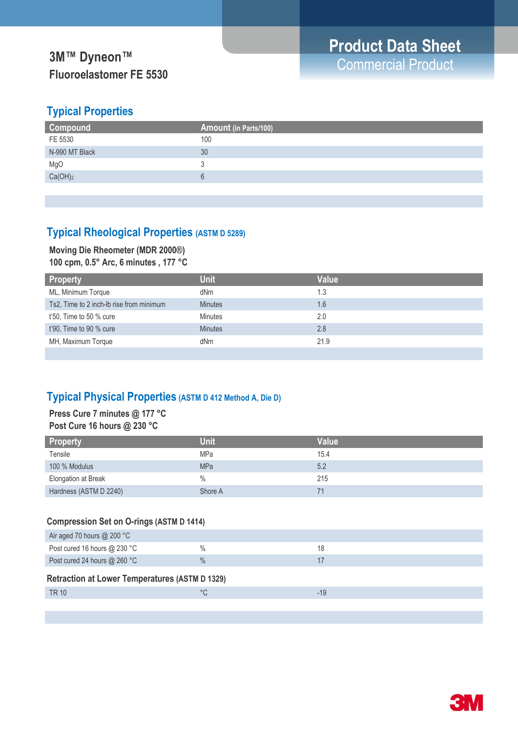# 3M™ Dyneon™ Fluoroelastomer FE 5530

**Product Data Sheet**
Commercial Product

## Typical Properties

| Compound | Amount (in Parts/100) |
|---|---|
| FE 5530 | 100 |
| N-990 MT Black | 30 |
| MgO | 3 |
| $Ca(OH)_2$ | 6 |

## Typical Rheological Properties (ASTM D 5289)

**Moving Die Rheometer (MDR 2000®)**
**100 cpm, 0.5° Arc, 6 minutes , 177 °C**

| Property | Unit | Value |
|---|---|---|
| ML, Minimum Torque | dNm | 1.3 |
| Ts2, Time to 2 inch-lb rise from minimum | Minutes | 1.6 |
| t'50, Time to 50 % cure | Minutes | 2.0 |
| t'90, Time to 90 % cure | Minutes | 2.8 |
| MH, Maximum Torque | dNm | 21.9 |

## Typical Physical Properties (ASTM D 412 Method A, Die D)

**Press Cure 7 minutes @ 177 °C**
**Post Cure 16 hours @ 230 °C**

| Property | Unit | Value |
|---|---|---|
| Tensile | MPa | 15.4 |
| 100 % Modulus | MPa | 5.2 |
| Elongation at Break | % | 215 |
| Hardness (ASTM D 2240) | Shore A | 71 |

### Compression Set on O-rings (ASTM D 1414)

| Air aged 70 hours @ 200 °C | | |
|---|---|---|
| Post cured 16 hours @ 230 °C | % | 18 |
| Post cured 24 hours @ 260 °C | % | 17 |

### Retraction at Lower Temperatures (ASTM D 1329)

| TR 10 | °C | -19 |
|---|---|---|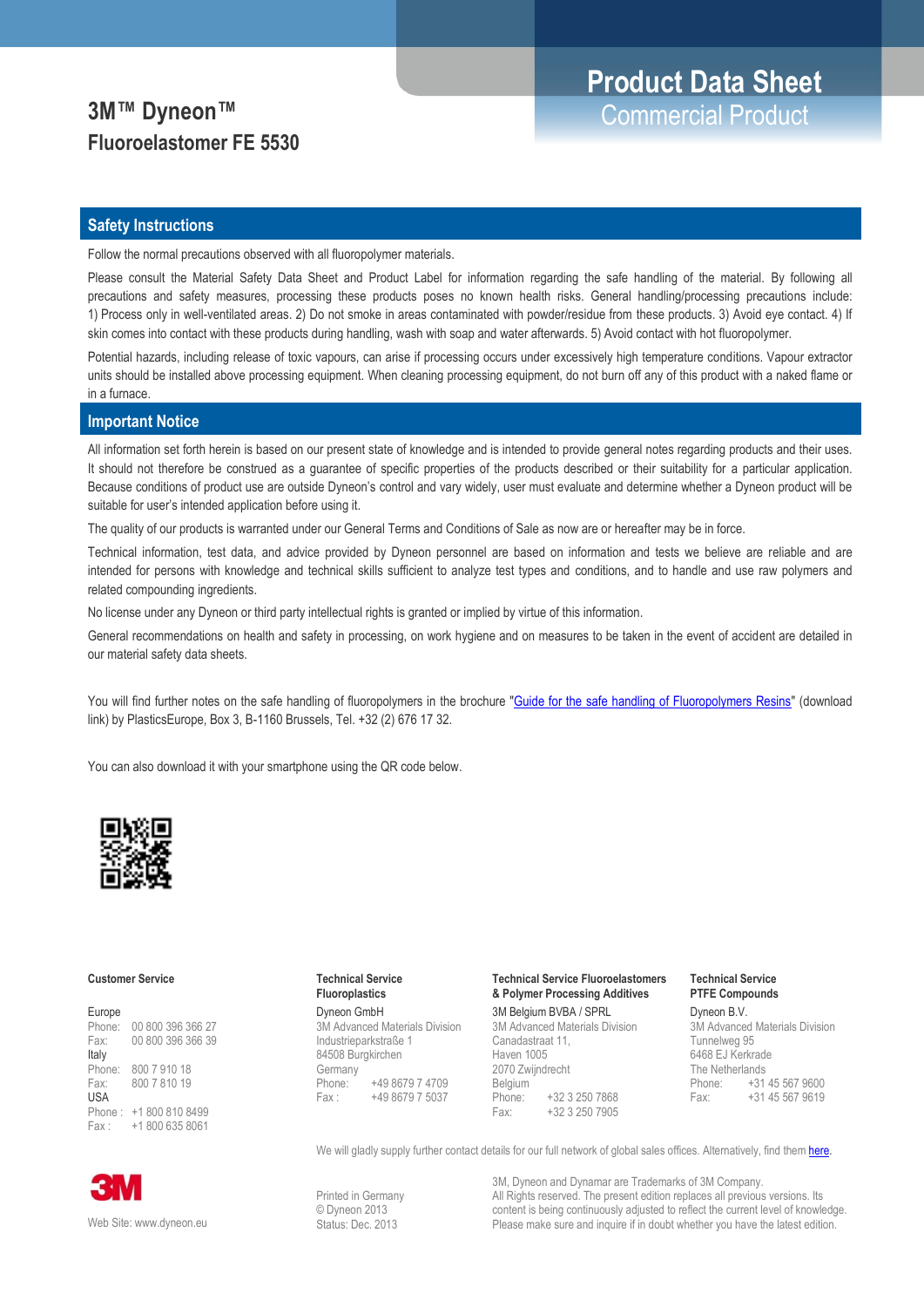# 3M™ Dyneon™ Fluoroelastomer FE 5530

**Product Data Sheet**
Commercial Product

## Safety Instructions

Follow the normal precautions observed with all fluoropolymer materials.

Please consult the Material Safety Data Sheet and Product Label for information regarding the safe handling of the material. By following all precautions and safety measures, processing these products poses no known health risks. General handling/processing precautions include: 1) Process only in well-ventilated areas. 2) Do not smoke in areas contaminated with powder/residue from these products. 3) Avoid eye contact. 4) If skin comes into contact with these products during handling, wash with soap and water afterwards. 5) Avoid contact with hot fluoropolymer.

Potential hazards, including release of toxic vapours, can arise if processing occurs under excessively high temperature conditions. Vapour extractor units should be installed above processing equipment. When cleaning processing equipment, do not burn off any of this product with a naked flame or in a furnace.

## Important Notice

All information set forth herein is based on our present state of knowledge and is intended to provide general notes regarding products and their uses. It should not therefore be construed as a guarantee of specific properties of the products described or their suitability for a particular application. Because conditions of product use are outside Dyneon's control and vary widely, user must evaluate and determine whether a Dyneon product will be suitable for user's intended application before using it.

The quality of our products is warranted under our General Terms and Conditions of Sale as now are or hereafter may be in force.

Technical information, test data, and advice provided by Dyneon personnel are based on information and tests we believe are reliable and are intended for persons with knowledge and technical skills sufficient to analyze test types and conditions, and to handle and use raw polymers and related compounding ingredients.

No license under any Dyneon or third party intellectual rights is granted or implied by virtue of this information.

General recommendations on health and safety in processing, on work hygiene and on measures to be taken in the event of accident are detailed in our material safety data sheets.

You will find further notes on the safe handling of fluoropolymers in the brochure "Guide for the safe handling of Fluoropolymers Resins" (download link) by PlasticsEurope, Box 3, B-1160 Brussels, Tel. +32 (2) 676 17 32.

You can also download it with your smartphone using the QR code below.

**Customer Service**

Europe
Phone: 00 800 396 366 27
Fax: 00 800 396 366 39
Italy
Phone: 800 7 910 18
Fax: 800 7 810 19
USA
Phone : +1 800 810 8499
Fax : +1 800 635 8061

**Technical Service Fluoroplastics**

Dyneon GmbH
3M Advanced Materials Division
Industrieparkstraße 1
84508 Burgkirchen
Germany
Phone: +49 8679 7 4709
Fax : +49 8679 7 5037

**Technical Service Fluoroelastomers & Polymer Processing Additives**

3M Belgium BVBA / SPRL
3M Advanced Materials Division
Canadastraat 11,
Haven 1005
2070 Zwijndrecht
Belgium
Phone: +32 3 250 7868
Fax: +32 3 250 7905

**Technical Service PTFE Compounds**

Dyneon B.V.
3M Advanced Materials Division
Tunnelweg 95
6468 EJ Kerkrade
The Netherlands
Phone: +31 45 567 9600
Fax: +31 45 567 9619

We will gladly supply further contact details for our full network of global sales offices. Alternatively, find them here.

Web Site: www.dyneon.eu

Printed in Germany
© Dyneon 2013
Status: Dec. 2013

3M, Dyneon and Dynamar are Trademarks of 3M Company.
All Rights reserved. The present edition replaces all previous versions. Its content is being continuously adjusted to reflect the current level of knowledge. Please make sure and inquire if in doubt whether you have the latest edition.